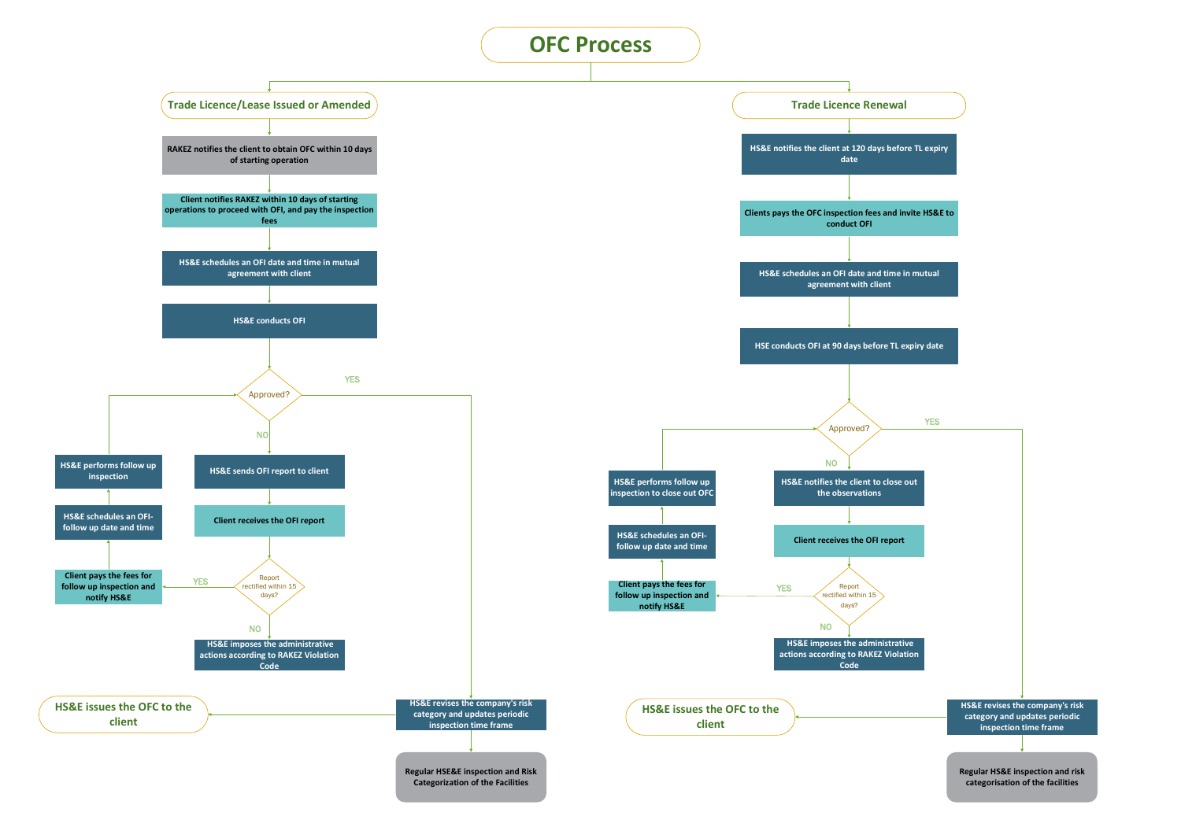# OFC Process

## Trade Licence/Lease Issued or Amended

- RAKEZ notifies the client to obtain OFC within 10 days of starting operation
- Client notifies RAKEZ within 10 days of starting operations to proceed with OFI, and pay the inspection fees
- HS&E schedules an OFI date and time in mutual agreement with client
- HS&E conducts OFI
- Approved?
  - YES:
    - HS&E revises the company's risk category and updates periodic inspection time frame
    - HS&E issues the OFC to the client
    - Regular HSE&E inspection and Risk Categorization of the Facilities
  - NO:
    - HS&E sends OFI report to client
    - Client receives the OFI report
    - Report rectified within 15 days?
      - YES:
        - Client pays the fees for follow up inspection and notify HS&E
        - HS&E schedules an OFI-follow up date and time
        - HS&E performs follow up inspection
        - Return to: Approved?
      - NO: HS&E imposes the administrative actions according to RAKEZ Violation Code

## Trade Licence Renewal

- HS&E notifies the client at 120 days before TL expiry date
- Clients pays the OFC inspection fees and invite HS&E to conduct OFI
- HS&E schedules an OFI date and time in mutual agreement with client
- HSE conducts OFI at 90 days before TL expiry date
- Approved?
  - YES:
    - HS&E revises the company's risk category and updates periodic inspection time frame
    - HS&E issues the OFC to the client
    - Regular HSE&E inspection and Risk categorisation of the facilities
  - NO:
    - HS&E notifies the client to close out the observations
    - Client receives the OFI report
    - Report rectified within 15 days?
      - YES:
        - Client pays the fees for follow up inspection and notify HS&E
        - HS&E schedules an OFI-follow up date and time
        - HS&E performs follow up inspection to close out OFC
        - Return to: Approved?
      - NO: HS&E imposes the administrative actions according to RAKEZ Violation Code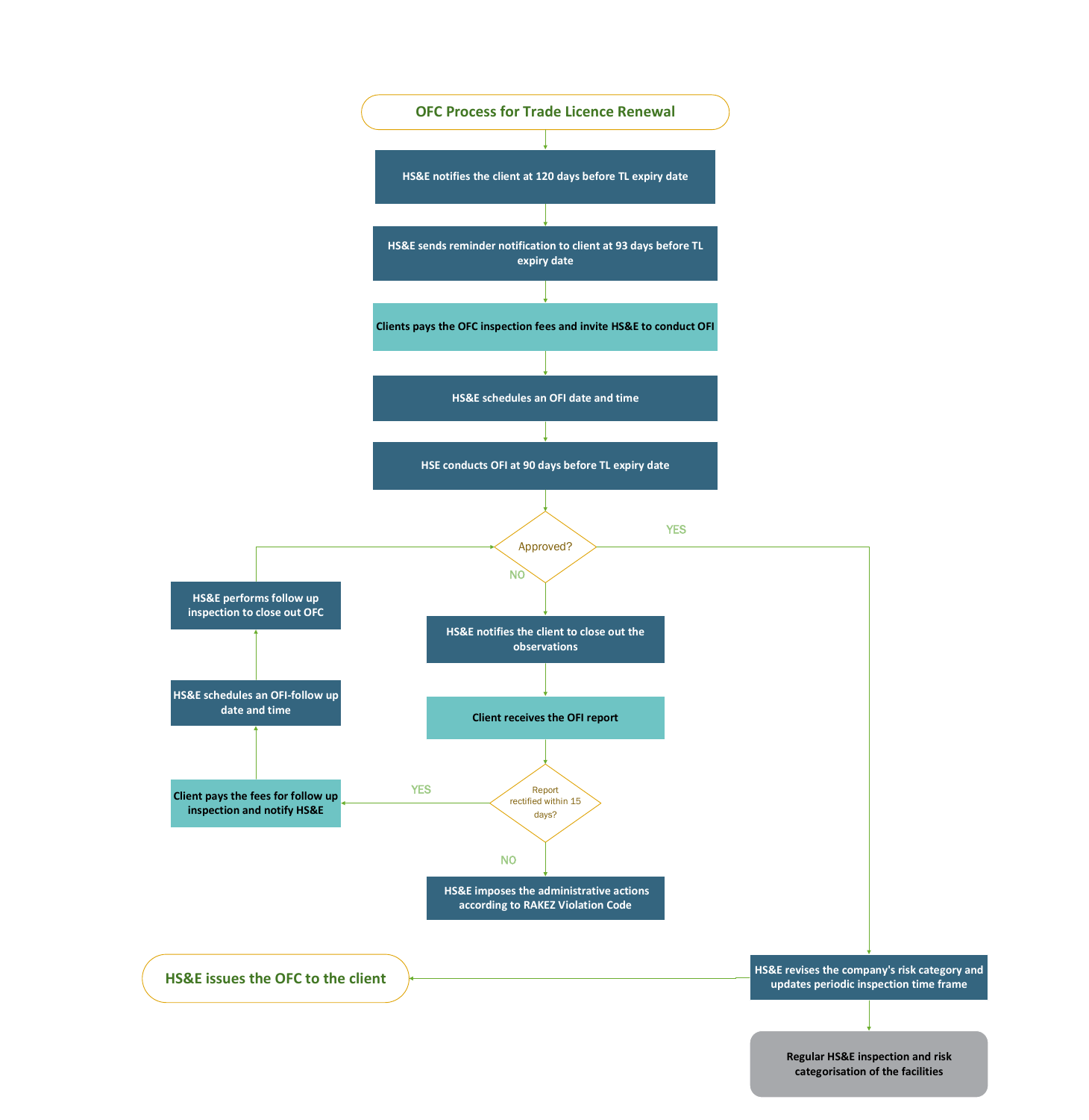# OFC Process for Trade Licence Renewal

HS&E notifies the client at 120 days before TL expiry date

HS&E sends reminder notification to client at 93 days before TL expiry date

Clients pays the OFC inspection fees and invite HS&E to conduct OFI

HS&E schedules an OFI date and time

HSE conducts OFI at 90 days before TL expiry date

Approved?

YES

NO

HS&E notifies the client to close out the observations

Client receives the OFI report

Report rectified within 15 days?

YES

Client pays the fees for follow up inspection and notify HS&E

HS&E schedules an OFI-follow up date and time

HS&E performs follow up inspection to close out OFC

NO

HS&E imposes the administrative actions according to RAKEZ Violation Code

HS&E revises the company's risk category and updates periodic inspection time frame

HS&E issues the OFC to the client

Regular HS&E inspection and risk categorisation of the facilities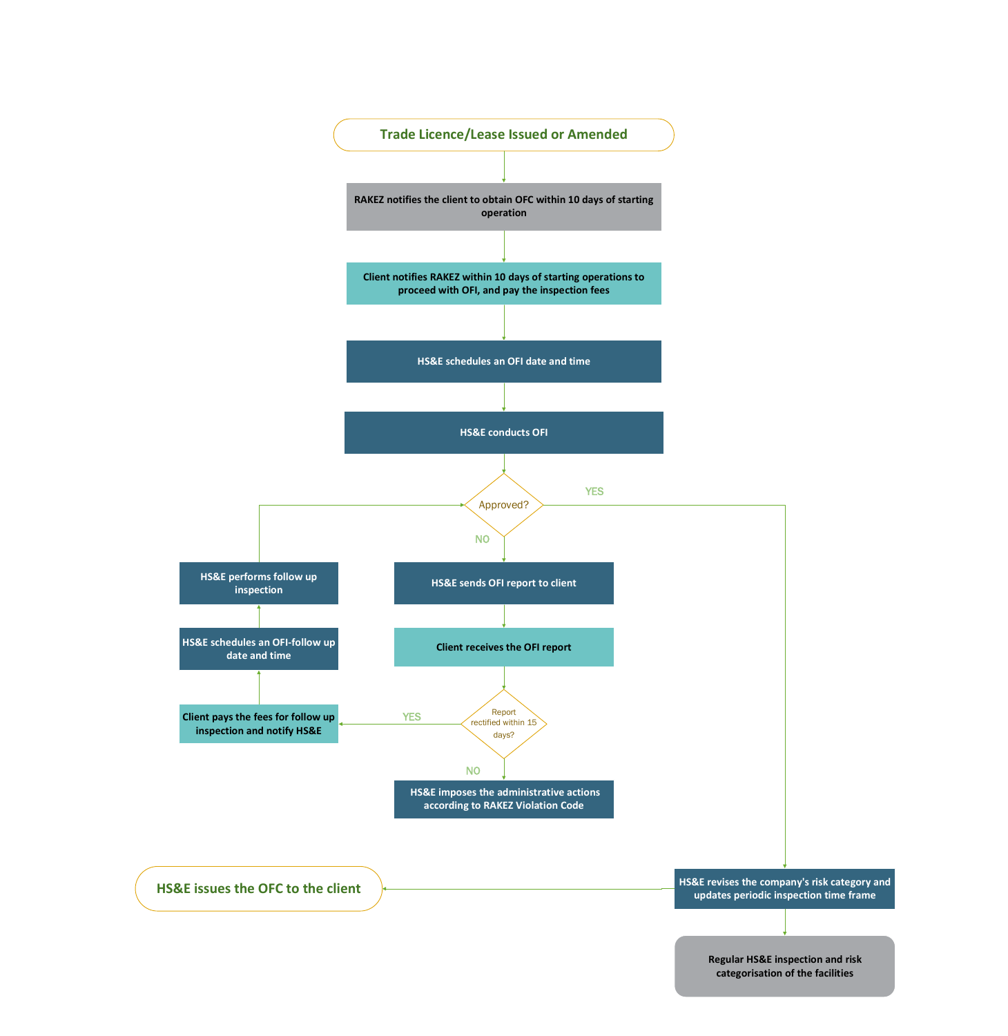Trade Licence/Lease Issued or Amended

RAKEZ notifies the client to obtain OFC within 10 days of starting operation

Client notifies RAKEZ within 10 days of starting operations to proceed with OFI, and pay the inspection fees

HS&E schedules an OFI date and time

HS&E conducts OFI

Approved?

YES

NO

HS&E performs follow up inspection

HS&E sends OFI report to client

HS&E schedules an OFI-follow up date and time

Client receives the OFI report

Client pays the fees for follow up inspection and notify HS&E

YES

Report rectified within 15 days?

NO

HS&E imposes the administrative actions according to RAKEZ Violation Code

HS&E issues the OFC to the client

HS&E revises the company's risk category and updates periodic inspection time frame

Regular HS&E inspection and risk categorisation of the facilities